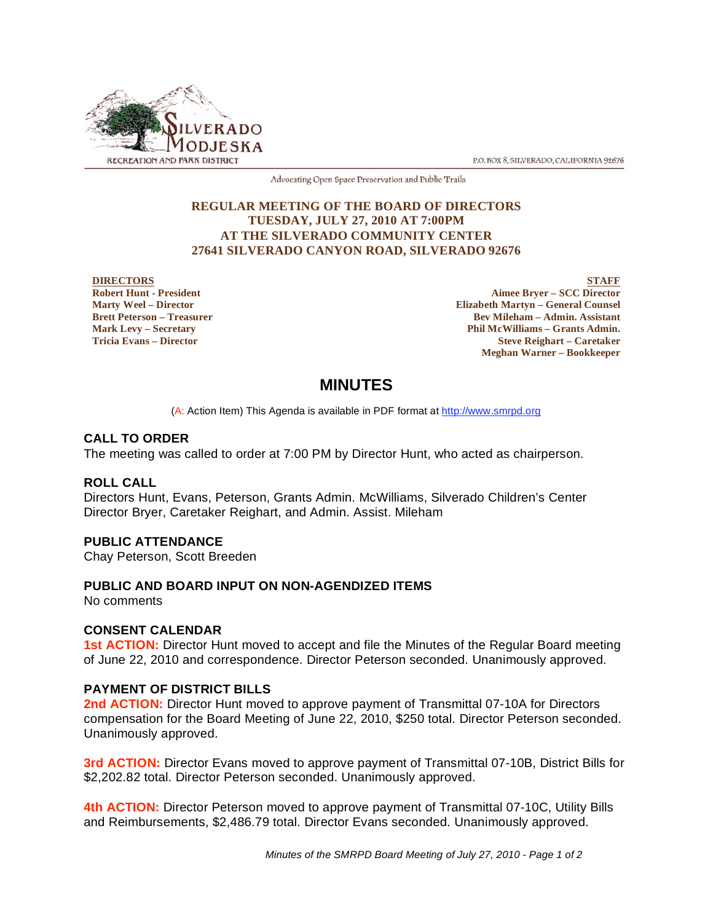SILVERADO MODJESKA RECREATION AND PARK DISTRICT

P.O. BOX 8, SILVERADO, CALIFORNIA 92676

Advocating Open Space Preservation and Public Trails

**REGULAR MEETING OF THE BOARD OF DIRECTORS**
**TUESDAY, JULY 27, 2010 AT 7:00PM**
**AT THE SILVERADO COMMUNITY CENTER**
**27641 SILVERADO CANYON ROAD, SILVERADO 92676**

**DIRECTORS**
**Robert Hunt - President**
**Marty Weel – Director**
**Brett Peterson – Treasurer**
**Mark Levy – Secretary**
**Tricia Evans – Director**

**STAFF**
**Aimee Bryer – SCC Director**
**Elizabeth Martyn – General Counsel**
**Bev Mileham – Admin. Assistant**
**Phil McWilliams – Grants Admin.**
**Steve Reighart – Caretaker**
**Meghan Warner – Bookkeeper**

# MINUTES

(A: Action Item) This Agenda is available in PDF format at http://www.smrpd.org

## CALL TO ORDER

The meeting was called to order at 7:00 PM by Director Hunt, who acted as chairperson.

## ROLL CALL

Directors Hunt, Evans, Peterson, Grants Admin. McWilliams, Silverado Children's Center Director Bryer, Caretaker Reighart, and Admin. Assist. Mileham

## PUBLIC ATTENDANCE

Chay Peterson, Scott Breeden

## PUBLIC AND BOARD INPUT ON NON-AGENDIZED ITEMS

No comments

## CONSENT CALENDAR

**1st ACTION:** Director Hunt moved to accept and file the Minutes of the Regular Board meeting of June 22, 2010 and correspondence. Director Peterson seconded. Unanimously approved.

## PAYMENT OF DISTRICT BILLS

**2nd ACTION:** Director Hunt moved to approve payment of Transmittal 07-10A for Directors compensation for the Board Meeting of June 22, 2010, $250 total. Director Peterson seconded. Unanimously approved.

**3rd ACTION:** Director Evans moved to approve payment of Transmittal 07-10B, District Bills for $2,202.82 total. Director Peterson seconded. Unanimously approved.

**4th ACTION:** Director Peterson moved to approve payment of Transmittal 07-10C, Utility Bills and Reimbursements, $2,486.79 total. Director Evans seconded. Unanimously approved.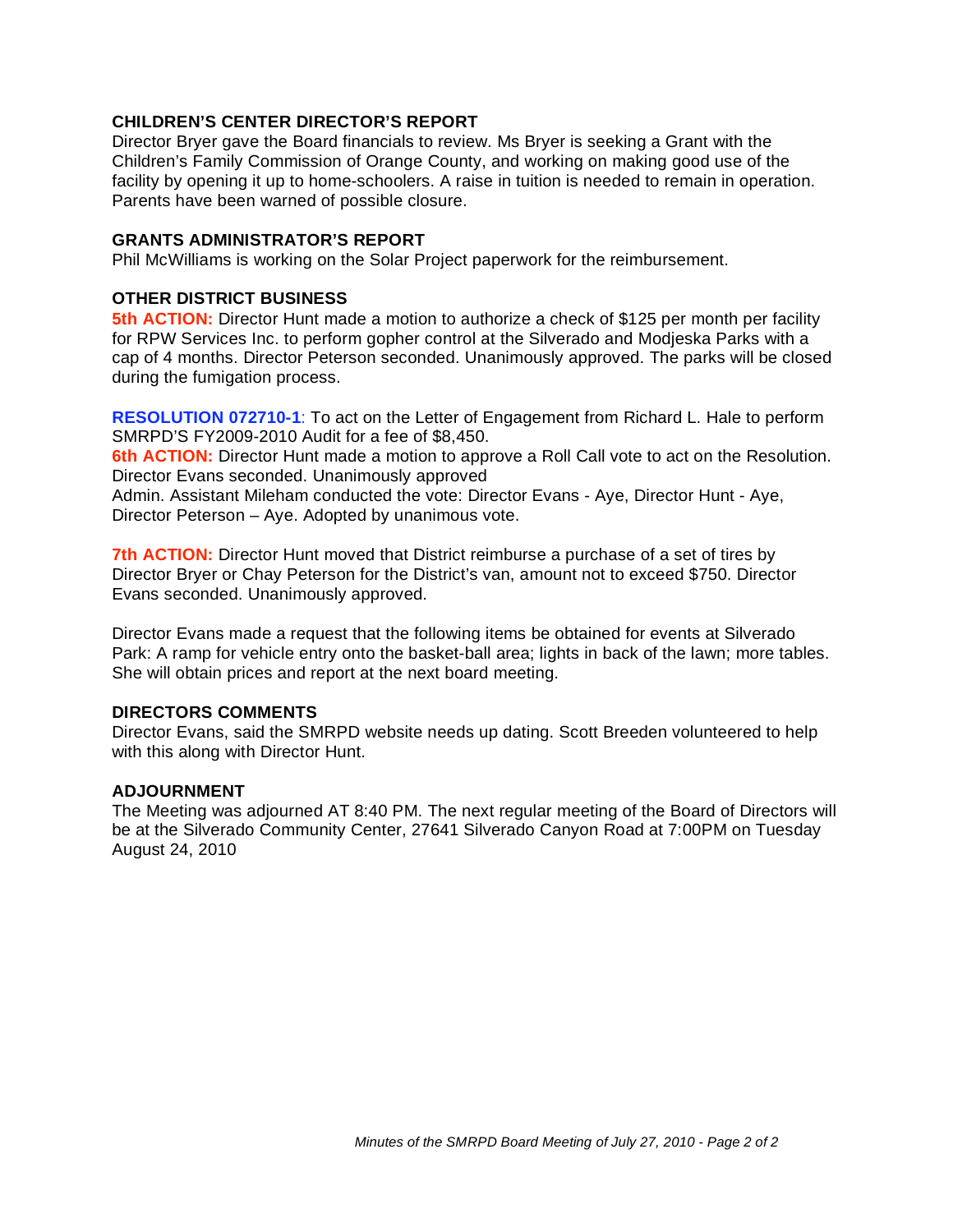## CHILDREN'S CENTER DIRECTOR'S REPORT

Director Bryer gave the Board financials to review. Ms Bryer is seeking a Grant with the Children's Family Commission of Orange County, and working on making good use of the facility by opening it up to home-schoolers. A raise in tuition is needed to remain in operation. Parents have been warned of possible closure.

## GRANTS ADMINISTRATOR'S REPORT

Phil McWilliams is working on the Solar Project paperwork for the reimbursement.

## OTHER DISTRICT BUSINESS

**5th ACTION:** Director Hunt made a motion to authorize a check of $125 per month per facility for RPW Services Inc. to perform gopher control at the Silverado and Modjeska Parks with a cap of 4 months. Director Peterson seconded. Unanimously approved. The parks will be closed during the fumigation process.

**RESOLUTION 072710-1**: To act on the Letter of Engagement from Richard L. Hale to perform SMRPD'S FY2009-2010 Audit for a fee of $8,450.
**6th ACTION:** Director Hunt made a motion to approve a Roll Call vote to act on the Resolution. Director Evans seconded. Unanimously approved
Admin. Assistant Mileham conducted the vote: Director Evans - Aye, Director Hunt - Aye, Director Peterson – Aye. Adopted by unanimous vote.

**7th ACTION:** Director Hunt moved that District reimburse a purchase of a set of tires by Director Bryer or Chay Peterson for the District's van, amount not to exceed $750. Director Evans seconded. Unanimously approved.

Director Evans made a request that the following items be obtained for events at Silverado Park: A ramp for vehicle entry onto the basket-ball area; lights in back of the lawn; more tables. She will obtain prices and report at the next board meeting.

## DIRECTORS COMMENTS

Director Evans, said the SMRPD website needs up dating. Scott Breeden volunteered to help with this along with Director Hunt.

## ADJOURNMENT

The Meeting was adjourned AT 8:40 PM. The next regular meeting of the Board of Directors will be at the Silverado Community Center, 27641 Silverado Canyon Road at 7:00PM on Tuesday August 24, 2010